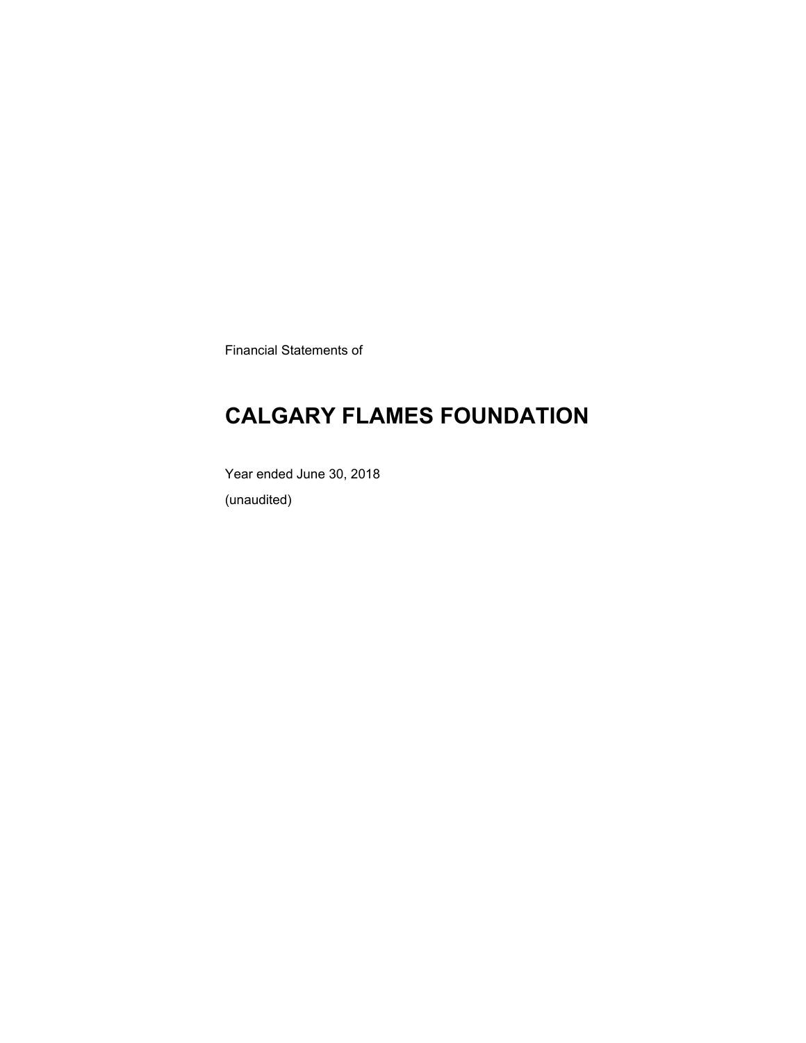Financial Statements of

# CALGARY FLAMES FOUNDATION

Year ended June 30, 2018

(unaudited)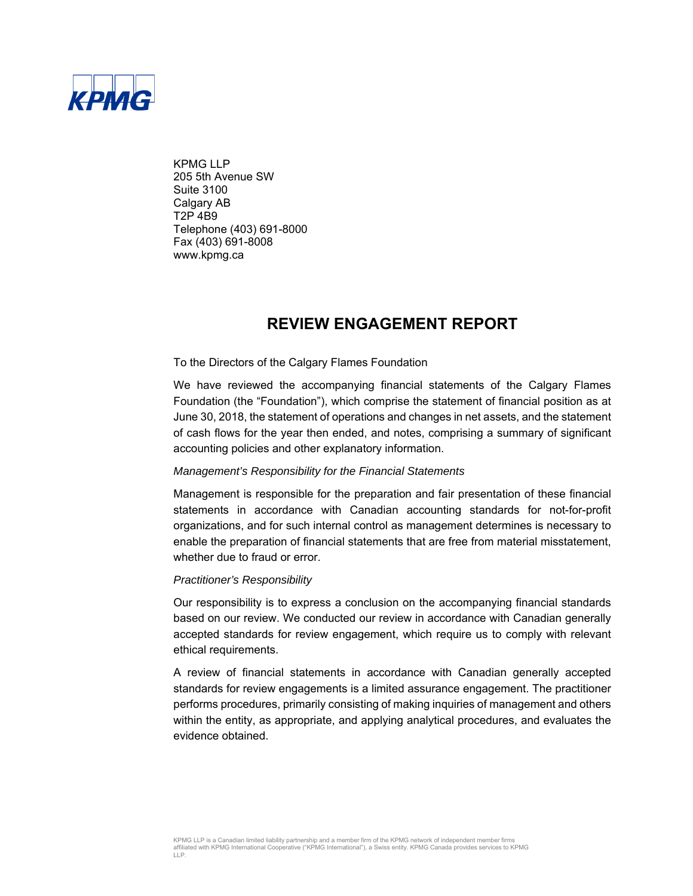KPMG

KPMG LLP
205 5th Avenue SW
Suite 3100
Calgary AB
T2P 4B9
Telephone (403) 691-8000
Fax (403) 691-8008
www.kpmg.ca

## REVIEW ENGAGEMENT REPORT

To the Directors of the Calgary Flames Foundation

We have reviewed the accompanying financial statements of the Calgary Flames Foundation (the "Foundation"), which comprise the statement of financial position as at June 30, 2018, the statement of operations and changes in net assets, and the statement of cash flows for the year then ended, and notes, comprising a summary of significant accounting policies and other explanatory information.

*Management's Responsibility for the Financial Statements*

Management is responsible for the preparation and fair presentation of these financial statements in accordance with Canadian accounting standards for not-for-profit organizations, and for such internal control as management determines is necessary to enable the preparation of financial statements that are free from material misstatement, whether due to fraud or error.

*Practitioner's Responsibility*

Our responsibility is to express a conclusion on the accompanying financial standards based on our review. We conducted our review in accordance with Canadian generally accepted standards for review engagement, which require us to comply with relevant ethical requirements.

A review of financial statements in accordance with Canadian generally accepted standards for review engagements is a limited assurance engagement. The practitioner performs procedures, primarily consisting of making inquiries of management and others within the entity, as appropriate, and applying analytical procedures, and evaluates the evidence obtained.

KPMG LLP is a Canadian limited liability partnership and a member firm of the KPMG network of independent member firms affiliated with KPMG International Cooperative ("KPMG International"), a Swiss entity. KPMG Canada provides services to KPMG LLP.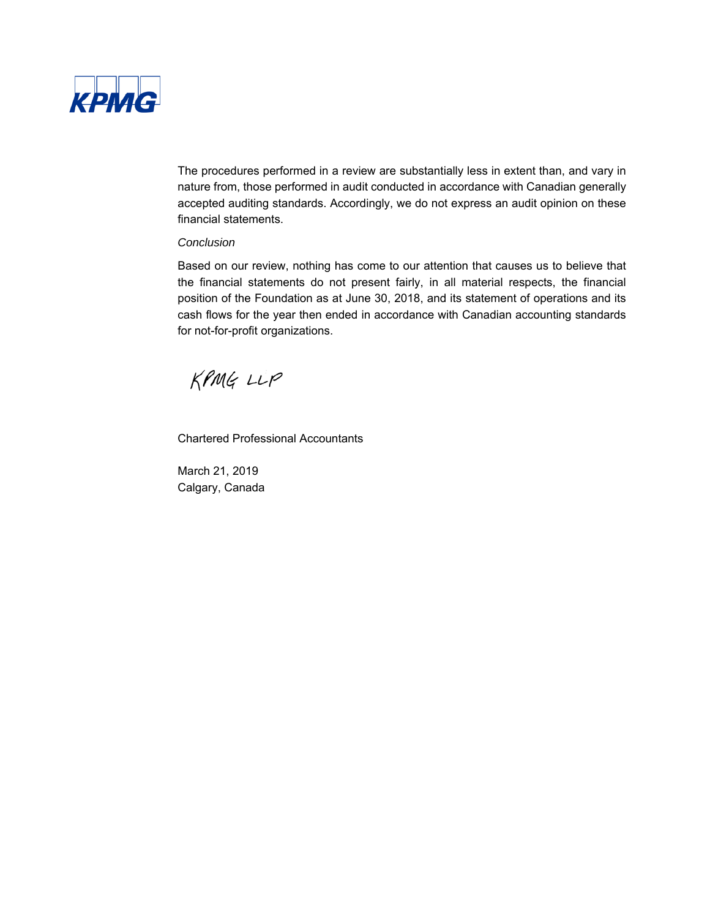The procedures performed in a review are substantially less in extent than, and vary in nature from, those performed in audit conducted in accordance with Canadian generally accepted auditing standards. Accordingly, we do not express an audit opinion on these financial statements.

*Conclusion*

Based on our review, nothing has come to our attention that causes us to believe that the financial statements do not present fairly, in all material respects, the financial position of the Foundation as at June 30, 2018, and its statement of operations and its cash flows for the year then ended in accordance with Canadian accounting standards for not-for-profit organizations.

KPMG LLP

Chartered Professional Accountants

March 21, 2019
Calgary, Canada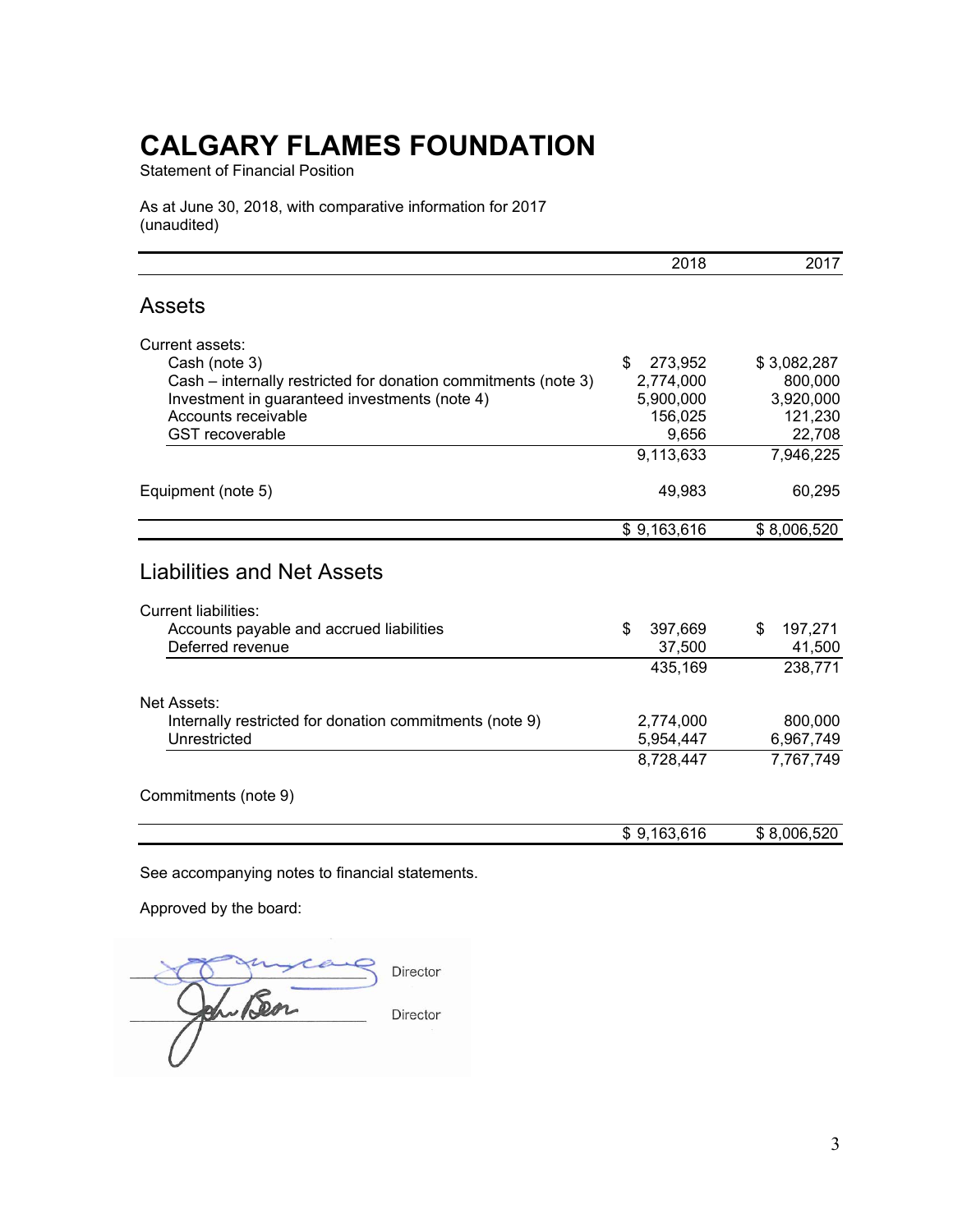# CALGARY FLAMES FOUNDATION

Statement of Financial Position

As at June 30, 2018, with comparative information for 2017
(unaudited)

| | 2018 | 2017 |
|---|---|---|
| **Assets** | | |
| Current assets: | | |
| Cash (note 3) | $ 273,952 | $ 3,082,287 |
| Cash – internally restricted for donation commitments (note 3) | 2,774,000 | 800,000 |
| Investment in guaranteed investments (note 4) | 5,900,000 | 3,920,000 |
| Accounts receivable | 156,025 | 121,230 |
| GST recoverable | 9,656 | 22,708 |
| | 9,113,633 | 7,946,225 |
| Equipment (note 5) | 49,983 | 60,295 |
| | $ 9,163,616 | $ 8,006,520 |
| **Liabilities and Net Assets** | | |
| Current liabilities: | | |
| Accounts payable and accrued liabilities | $ 397,669 | $ 197,271 |
| Deferred revenue | 37,500 | 41,500 |
| | 435,169 | 238,771 |
| Net Assets: | | |
| Internally restricted for donation commitments (note 9) | 2,774,000 | 800,000 |
| Unrestricted | 5,954,447 | 6,967,749 |
| | 8,728,447 | 7,767,749 |
| Commitments (note 9) | | |
| | $ 9,163,616 | $ 8,006,520 |

See accompanying notes to financial statements.

Approved by the board:

_______________ Director

_______________ Director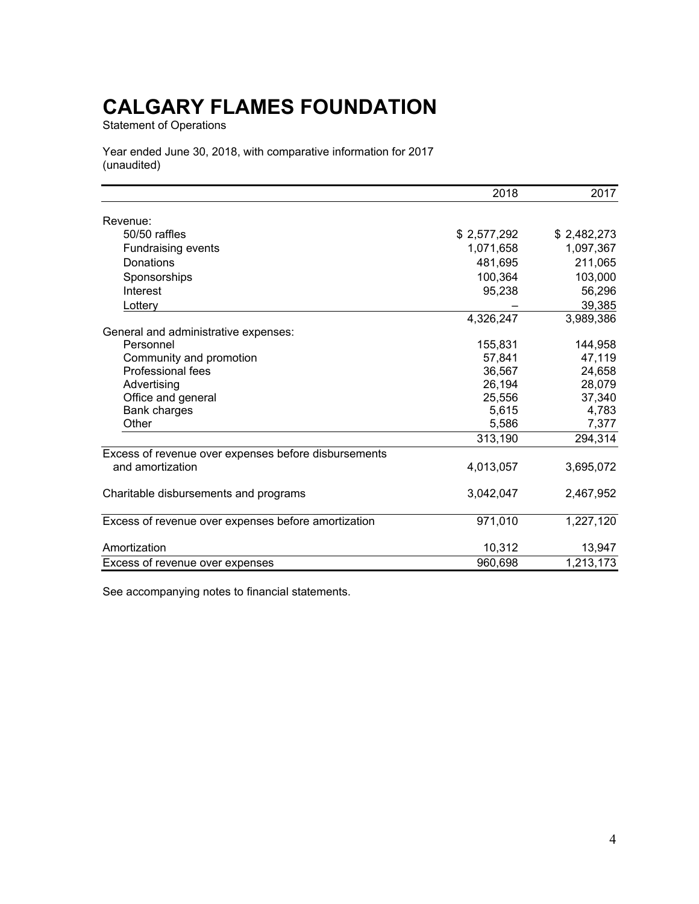# CALGARY FLAMES FOUNDATION

Statement of Operations

Year ended June 30, 2018, with comparative information for 2017
(unaudited)

| | 2018 | 2017 |
|---|---|---|
| Revenue: | | |
| 50/50 raffles | $ 2,577,292 | $ 2,482,273 |
| Fundraising events | 1,071,658 | 1,097,367 |
| Donations | 481,695 | 211,065 |
| Sponsorships | 100,364 | 103,000 |
| Interest | 95,238 | 56,296 |
| Lottery | – | 39,385 |
| | 4,326,247 | 3,989,386 |
| General and administrative expenses: | | |
| Personnel | 155,831 | 144,958 |
| Community and promotion | 57,841 | 47,119 |
| Professional fees | 36,567 | 24,658 |
| Advertising | 26,194 | 28,079 |
| Office and general | 25,556 | 37,340 |
| Bank charges | 5,615 | 4,783 |
| Other | 5,586 | 7,377 |
| | 313,190 | 294,314 |
| Excess of revenue over expenses before disbursements and amortization | 4,013,057 | 3,695,072 |
| Charitable disbursements and programs | 3,042,047 | 2,467,952 |
| Excess of revenue over expenses before amortization | 971,010 | 1,227,120 |
| Amortization | 10,312 | 13,947 |
| Excess of revenue over expenses | 960,698 | 1,213,173 |

See accompanying notes to financial statements.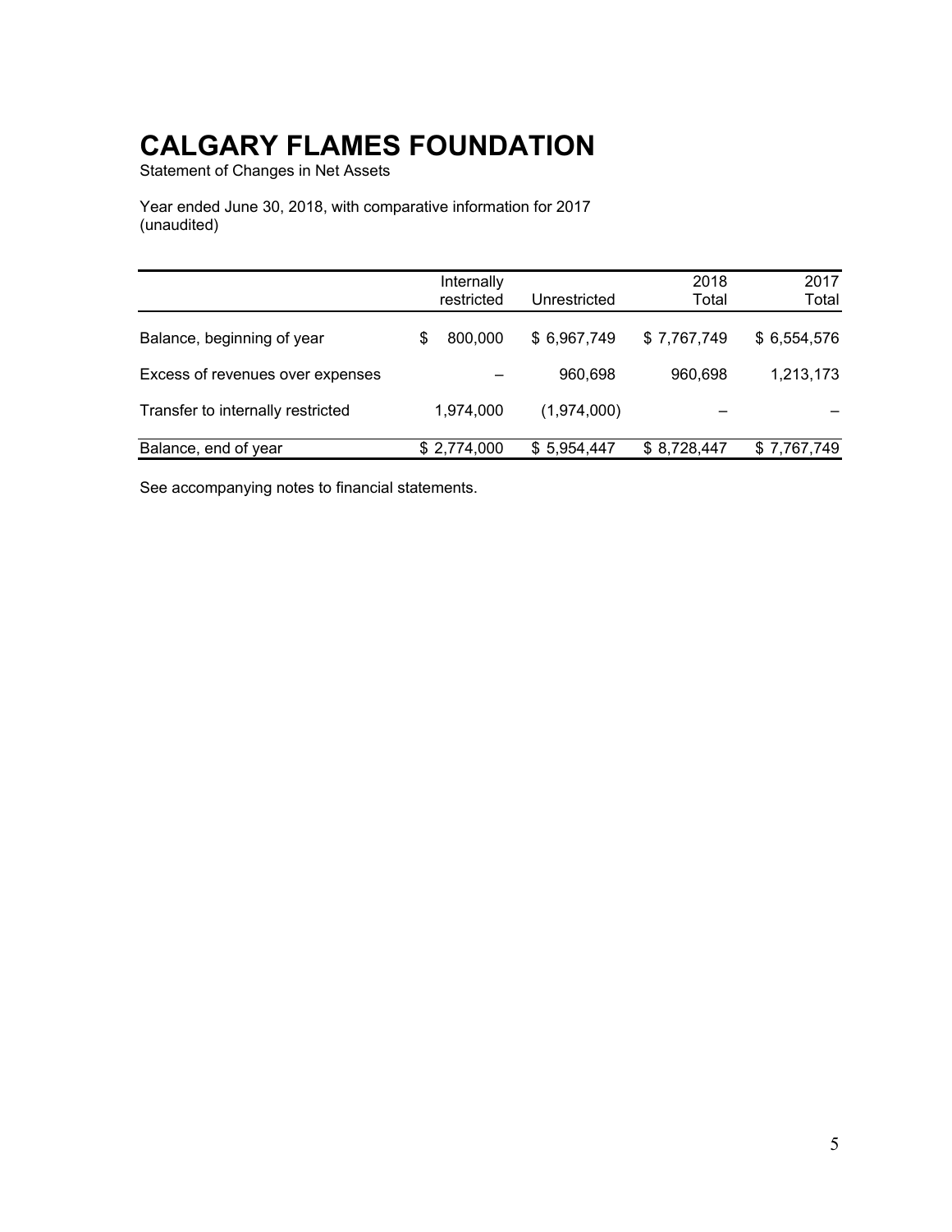# CALGARY FLAMES FOUNDATION

Statement of Changes in Net Assets

Year ended June 30, 2018, with comparative information for 2017
(unaudited)

| | Internally restricted | Unrestricted | 2018 Total | 2017 Total |
|---|---|---|---|---|
| Balance, beginning of year | $ 800,000 | $ 6,967,749 | $ 7,767,749 | $ 6,554,576 |
| Excess of revenues over expenses | – | 960,698 | 960,698 | 1,213,173 |
| Transfer to internally restricted | 1,974,000 | (1,974,000) | – | – |
| Balance, end of year | $ 2,774,000 | $ 5,954,447 | $ 8,728,447 | $ 7,767,749 |

See accompanying notes to financial statements.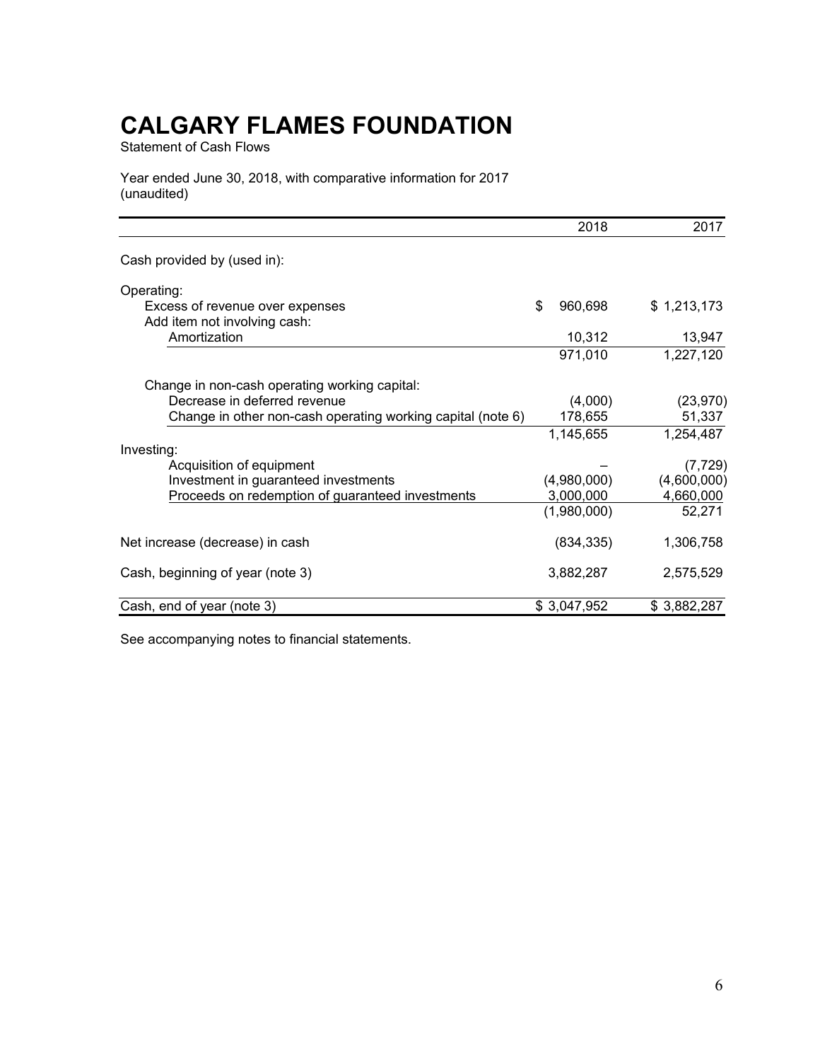# CALGARY FLAMES FOUNDATION

Statement of Cash Flows

Year ended June 30, 2018, with comparative information for 2017
(unaudited)

| | 2018 | 2017 |
|---|---|---|
| Cash provided by (used in): | | |
| Operating: | | |
| Excess of revenue over expenses | $ 960,698 | $ 1,213,173 |
| Add item not involving cash: | | |
| Amortization | 10,312 | 13,947 |
| | 971,010 | 1,227,120 |
| Change in non-cash operating working capital: | | |
| Decrease in deferred revenue | (4,000) | (23,970) |
| Change in other non-cash operating working capital (note 6) | 178,655 | 51,337 |
| | 1,145,655 | 1,254,487 |
| Investing: | | |
| Acquisition of equipment | – | (7,729) |
| Investment in guaranteed investments | (4,980,000) | (4,600,000) |
| Proceeds on redemption of guaranteed investments | 3,000,000 | 4,660,000 |
| | (1,980,000) | 52,271 |
| Net increase (decrease) in cash | (834,335) | 1,306,758 |
| Cash, beginning of year (note 3) | 3,882,287 | 2,575,529 |
| Cash, end of year (note 3) | $ 3,047,952 | $ 3,882,287 |

See accompanying notes to financial statements.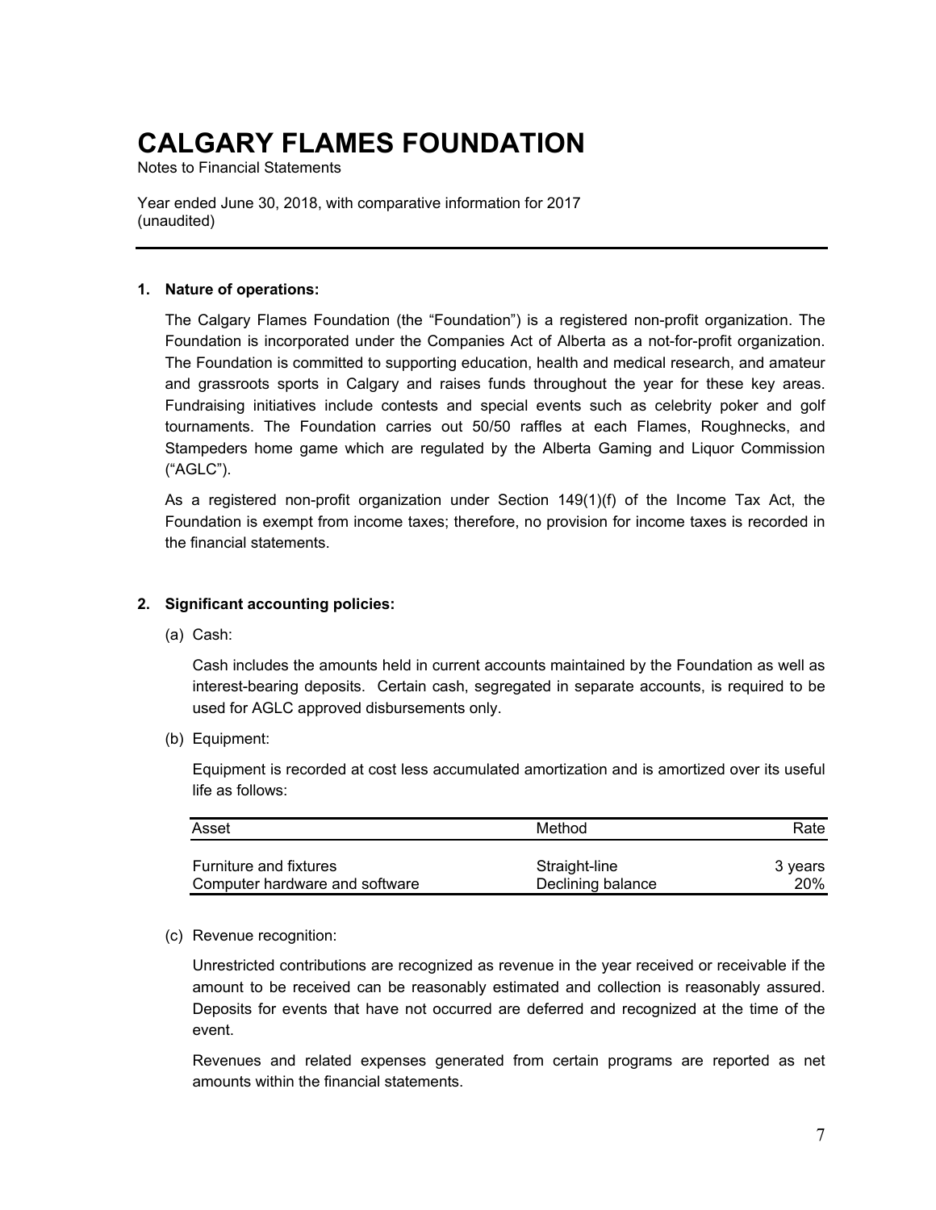# CALGARY FLAMES FOUNDATION

Notes to Financial Statements

Year ended June 30, 2018, with comparative information for 2017
(unaudited)

---

**1. Nature of operations:**

The Calgary Flames Foundation (the "Foundation") is a registered non-profit organization. The Foundation is incorporated under the Companies Act of Alberta as a not-for-profit organization. The Foundation is committed to supporting education, health and medical research, and amateur and grassroots sports in Calgary and raises funds throughout the year for these key areas. Fundraising initiatives include contests and special events such as celebrity poker and golf tournaments. The Foundation carries out 50/50 raffles at each Flames, Roughnecks, and Stampeders home game which are regulated by the Alberta Gaming and Liquor Commission ("AGLC").

As a registered non-profit organization under Section 149(1)(f) of the Income Tax Act, the Foundation is exempt from income taxes; therefore, no provision for income taxes is recorded in the financial statements.

**2. Significant accounting policies:**

(a) Cash:

Cash includes the amounts held in current accounts maintained by the Foundation as well as interest-bearing deposits. Certain cash, segregated in separate accounts, is required to be used for AGLC approved disbursements only.

(b) Equipment:

Equipment is recorded at cost less accumulated amortization and is amortized over its useful life as follows:

| Asset | Method | Rate |
|---|---|---|
| Furniture and fixtures | Straight-line | 3 years |
| Computer hardware and software | Declining balance | 20% |

(c) Revenue recognition:

Unrestricted contributions are recognized as revenue in the year received or receivable if the amount to be received can be reasonably estimated and collection is reasonably assured. Deposits for events that have not occurred are deferred and recognized at the time of the event.

Revenues and related expenses generated from certain programs are reported as net amounts within the financial statements.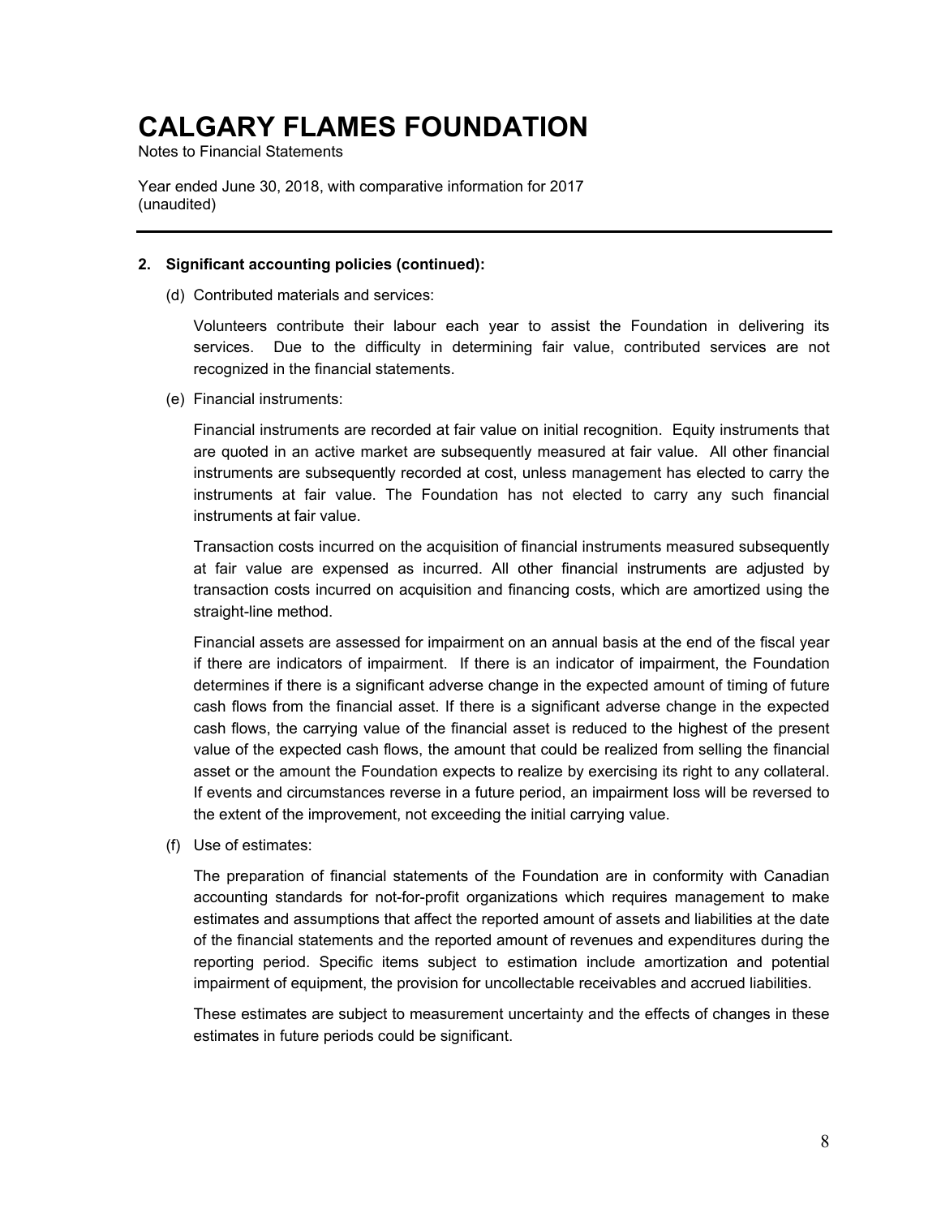# CALGARY FLAMES FOUNDATION

Notes to Financial Statements

Year ended June 30, 2018, with comparative information for 2017
(unaudited)

---

**2. Significant accounting policies (continued):**

(d) Contributed materials and services:

Volunteers contribute their labour each year to assist the Foundation in delivering its services. Due to the difficulty in determining fair value, contributed services are not recognized in the financial statements.

(e) Financial instruments:

Financial instruments are recorded at fair value on initial recognition. Equity instruments that are quoted in an active market are subsequently measured at fair value. All other financial instruments are subsequently recorded at cost, unless management has elected to carry the instruments at fair value. The Foundation has not elected to carry any such financial instruments at fair value.

Transaction costs incurred on the acquisition of financial instruments measured subsequently at fair value are expensed as incurred. All other financial instruments are adjusted by transaction costs incurred on acquisition and financing costs, which are amortized using the straight-line method.

Financial assets are assessed for impairment on an annual basis at the end of the fiscal year if there are indicators of impairment. If there is an indicator of impairment, the Foundation determines if there is a significant adverse change in the expected amount of timing of future cash flows from the financial asset. If there is a significant adverse change in the expected cash flows, the carrying value of the financial asset is reduced to the highest of the present value of the expected cash flows, the amount that could be realized from selling the financial asset or the amount the Foundation expects to realize by exercising its right to any collateral. If events and circumstances reverse in a future period, an impairment loss will be reversed to the extent of the improvement, not exceeding the initial carrying value.

(f) Use of estimates:

The preparation of financial statements of the Foundation are in conformity with Canadian accounting standards for not-for-profit organizations which requires management to make estimates and assumptions that affect the reported amount of assets and liabilities at the date of the financial statements and the reported amount of revenues and expenditures during the reporting period. Specific items subject to estimation include amortization and potential impairment of equipment, the provision for uncollectable receivables and accrued liabilities.

These estimates are subject to measurement uncertainty and the effects of changes in these estimates in future periods could be significant.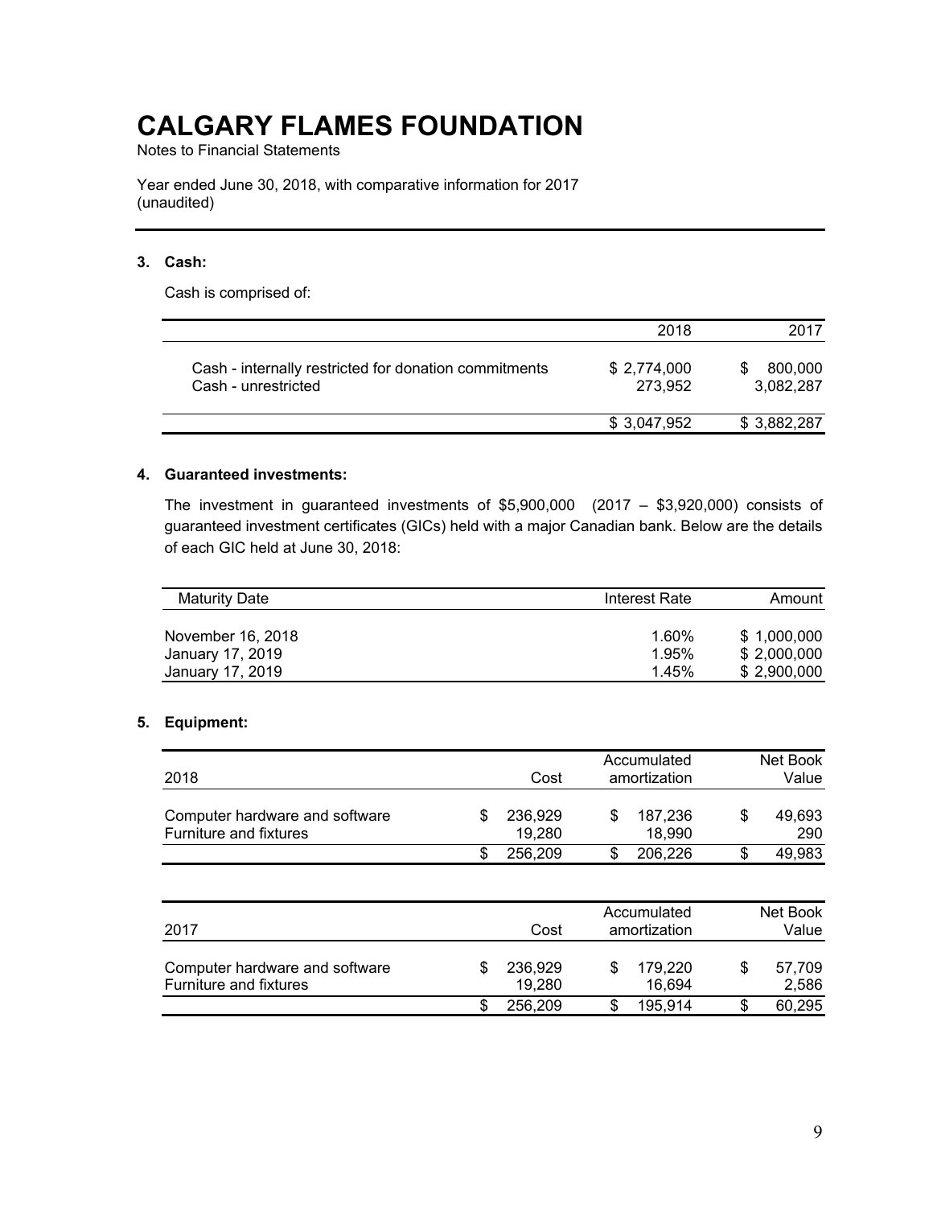# CALGARY FLAMES FOUNDATION

Notes to Financial Statements

Year ended June 30, 2018, with comparative information for 2017
(unaudited)

---

### 3. Cash:

Cash is comprised of:

| | 2018 | 2017 |
|---|---:|---:|
| Cash - internally restricted for donation commitments | $ 2,774,000 | $ 800,000 |
| Cash - unrestricted | 273,952 | 3,082,287 |
| | $ 3,047,952 | $ 3,882,287 |

### 4. Guaranteed investments:

The investment in guaranteed investments of $5,900,000 (2017 – $3,920,000) consists of guaranteed investment certificates (GICs) held with a major Canadian bank. Below are the details of each GIC held at June 30, 2018:

| Maturity Date | Interest Rate | Amount |
|---|---:|---:|
| November 16, 2018 | 1.60% | $ 1,000,000 |
| January 17, 2019 | 1.95% | $ 2,000,000 |
| January 17, 2019 | 1.45% | $ 2,900,000 |

### 5. Equipment:

| 2018 | Cost | Accumulated amortization | Net Book Value |
|---|---:|---:|---:|
| Computer hardware and software | $ 236,929 | $ 187,236 | $ 49,693 |
| Furniture and fixtures | 19,280 | 18,990 | 290 |
| | $ 256,209 | $ 206,226 | $ 49,983 |

| 2017 | Cost | Accumulated amortization | Net Book Value |
|---|---:|---:|---:|
| Computer hardware and software | $ 236,929 | $ 179,220 | $ 57,709 |
| Furniture and fixtures | 19,280 | 16,694 | 2,586 |
| | $ 256,209 | $ 195,914 | $ 60,295 |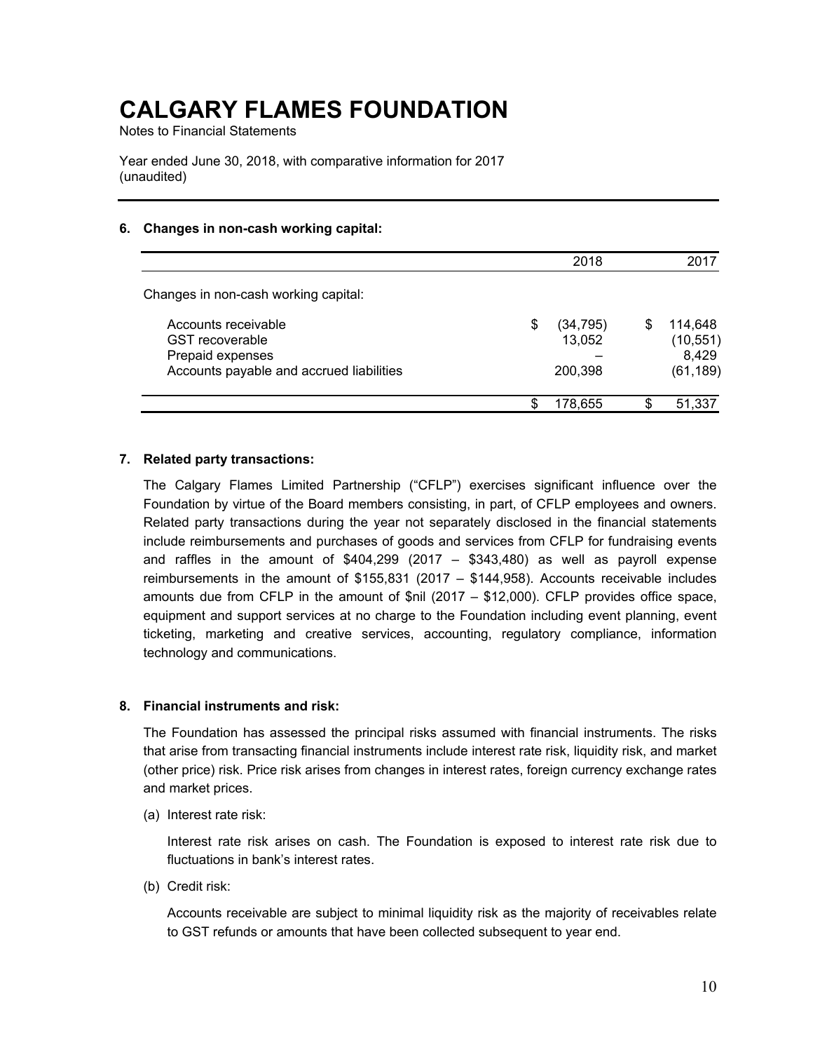# CALGARY FLAMES FOUNDATION

Notes to Financial Statements

Year ended June 30, 2018, with comparative information for 2017
(unaudited)

### 6. Changes in non-cash working capital:

| | 2018 | 2017 |
|---|---|---|
| Changes in non-cash working capital: | | |
| Accounts receivable | $ (34,795) | $ 114,648 |
| GST recoverable | 13,052 | (10,551) |
| Prepaid expenses | – | 8,429 |
| Accounts payable and accrued liabilities | 200,398 | (61,189) |
| | $ 178,655 | $ 51,337 |

### 7. Related party transactions:

The Calgary Flames Limited Partnership ("CFLP") exercises significant influence over the Foundation by virtue of the Board members consisting, in part, of CFLP employees and owners. Related party transactions during the year not separately disclosed in the financial statements include reimbursements and purchases of goods and services from CFLP for fundraising events and raffles in the amount of $404,299 (2017 – $343,480) as well as payroll expense reimbursements in the amount of $155,831 (2017 – $144,958). Accounts receivable includes amounts due from CFLP in the amount of $nil (2017 – $12,000). CFLP provides office space, equipment and support services at no charge to the Foundation including event planning, event ticketing, marketing and creative services, accounting, regulatory compliance, information technology and communications.

### 8. Financial instruments and risk:

The Foundation has assessed the principal risks assumed with financial instruments. The risks that arise from transacting financial instruments include interest rate risk, liquidity risk, and market (other price) risk. Price risk arises from changes in interest rates, foreign currency exchange rates and market prices.

(a) Interest rate risk:

Interest rate risk arises on cash. The Foundation is exposed to interest rate risk due to fluctuations in bank's interest rates.

(b) Credit risk:

Accounts receivable are subject to minimal liquidity risk as the majority of receivables relate to GST refunds or amounts that have been collected subsequent to year end.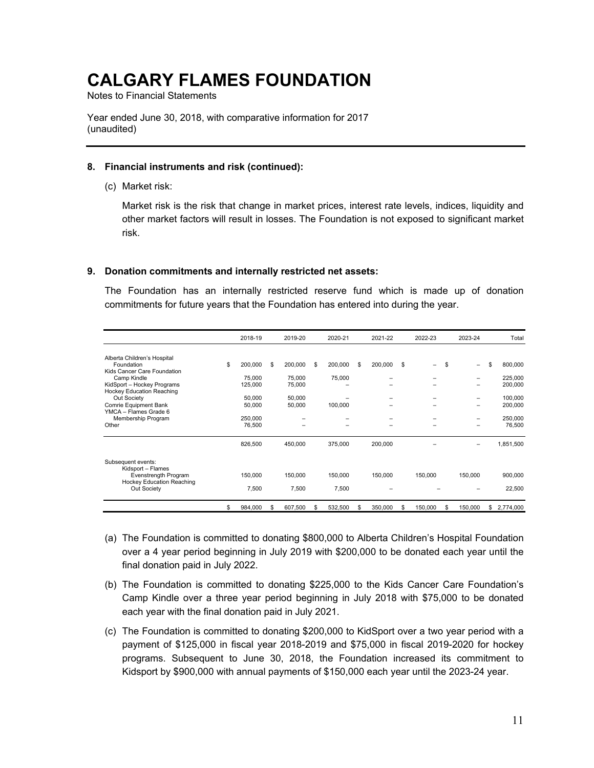# CALGARY FLAMES FOUNDATION

Notes to Financial Statements

Year ended June 30, 2018, with comparative information for 2017 (unaudited)

**8. Financial instruments and risk (continued):**

(c) Market risk:

Market risk is the risk that change in market prices, interest rate levels, indices, liquidity and other market factors will result in losses. The Foundation is not exposed to significant market risk.

**9. Donation commitments and internally restricted net assets:**

The Foundation has an internally restricted reserve fund which is made up of donation commitments for future years that the Foundation has entered into during the year.

| | 2018-19 | 2019-20 | 2020-21 | 2021-22 | 2022-23 | 2023-24 | Total |
|---|---|---|---|---|---|---|---|
| Alberta Children's Hospital Foundation | $ 200,000 | $ 200,000 | $ 200,000 | $ 200,000 | $ – | $ – | $ 800,000 |
| Kids Cancer Care Foundation Camp Kindle | 75,000 | 75,000 | 75,000 | – | – | – | 225,000 |
| KidSport – Hockey Programs | 125,000 | 75,000 | – | – | – | – | 200,000 |
| Hockey Education Reaching Out Society | 50,000 | 50,000 | – | – | – | – | 100,000 |
| Comrie Equipment Bank | 50,000 | 50,000 | 100,000 | – | – | – | 200,000 |
| YMCA – Flames Grade 6 Membership Program | 250,000 | – | – | – | – | – | 250,000 |
| Other | 76,500 | – | – | – | – | – | 76,500 |
| | 826,500 | 450,000 | 375,000 | 200,000 | – | – | 1,851,500 |
| Subsequent events: | | | | | | | |
| Kidsport – Flames Evenstrength Program | 150,000 | 150,000 | 150,000 | 150,000 | 150,000 | 150,000 | 900,000 |
| Hockey Education Reaching Out Society | 7,500 | 7,500 | 7,500 | – | – | – | 22,500 |
| | $ 984,000 | $ 607,500 | $ 532,500 | $ 350,000 | $ 150,000 | $ 150,000 | $ 2,774,000 |

(a) The Foundation is committed to donating $800,000 to Alberta Children's Hospital Foundation over a 4 year period beginning in July 2019 with $200,000 to be donated each year until the final donation paid in July 2022.

(b) The Foundation is committed to donating $225,000 to the Kids Cancer Care Foundation's Camp Kindle over a three year period beginning in July 2018 with $75,000 to be donated each year with the final donation paid in July 2021.

(c) The Foundation is committed to donating $200,000 to KidSport over a two year period with a payment of $125,000 in fiscal year 2018-2019 and $75,000 in fiscal 2019-2020 for hockey programs. Subsequent to June 30, 2018, the Foundation increased its commitment to Kidsport by $900,000 with annual payments of $150,000 each year until the 2023-24 year.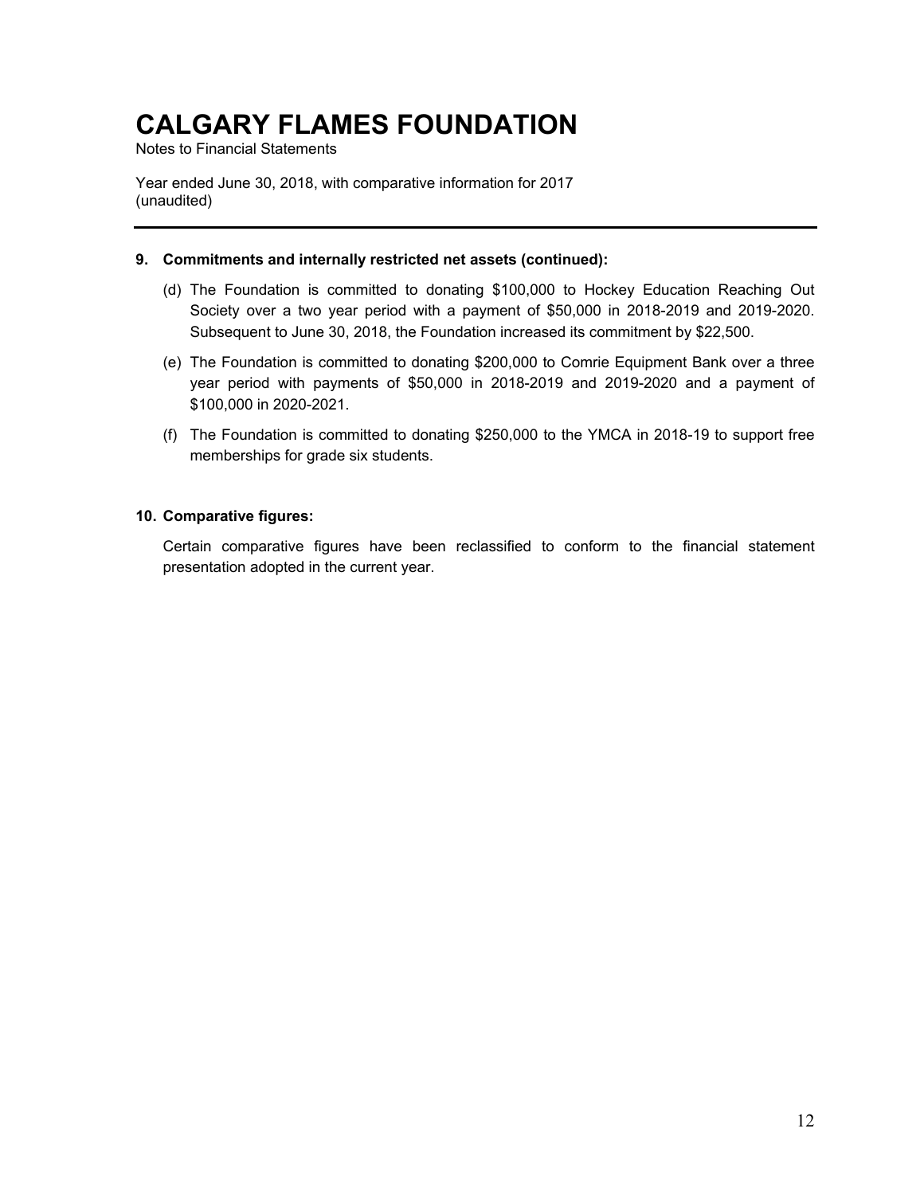# CALGARY FLAMES FOUNDATION

Notes to Financial Statements

Year ended June 30, 2018, with comparative information for 2017
(unaudited)

---

**9. Commitments and internally restricted net assets (continued):**

(d) The Foundation is committed to donating $100,000 to Hockey Education Reaching Out Society over a two year period with a payment of $50,000 in 2018-2019 and 2019-2020. Subsequent to June 30, 2018, the Foundation increased its commitment by $22,500.

(e) The Foundation is committed to donating $200,000 to Comrie Equipment Bank over a three year period with payments of $50,000 in 2018-2019 and 2019-2020 and a payment of $100,000 in 2020-2021.

(f) The Foundation is committed to donating $250,000 to the YMCA in 2018-19 to support free memberships for grade six students.

**10. Comparative figures:**

Certain comparative figures have been reclassified to conform to the financial statement presentation adopted in the current year.